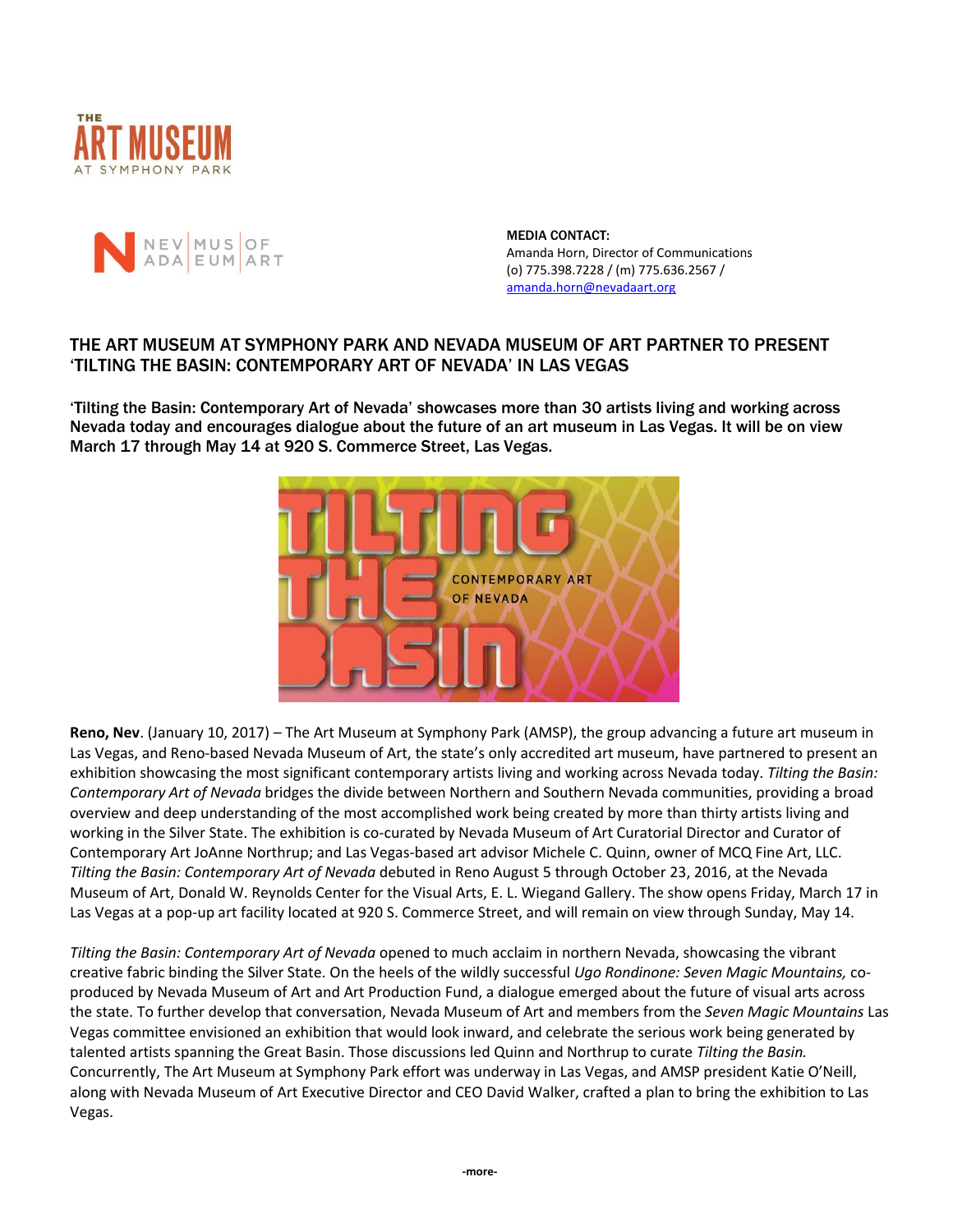THE ART MUSEUM AT SYMPHONY PARK

NEVADA MUSEUM OF ART

**MEDIA CONTACT:**
Amanda Horn, Director of Communications
(o) 775.398.7228 / (m) 775.636.2567 /
amanda.horn@nevadaart.org

## THE ART MUSEUM AT SYMPHONY PARK AND NEVADA MUSEUM OF ART PARTNER TO PRESENT 'TILTING THE BASIN: CONTEMPORARY ART OF NEVADA' IN LAS VEGAS

'Tilting the Basin: Contemporary Art of Nevada' showcases more than 30 artists living and working across Nevada today and encourages dialogue about the future of an art museum in Las Vegas. It will be on view March 17 through May 14 at 920 S. Commerce Street, Las Vegas.

TILTING THE BASIN
CONTEMPORARY ART OF NEVADA

**Reno, Nev**. (January 10, 2017) – The Art Museum at Symphony Park (AMSP), the group advancing a future art museum in Las Vegas, and Reno-based Nevada Museum of Art, the state's only accredited art museum, have partnered to present an exhibition showcasing the most significant contemporary artists living and working across Nevada today. *Tilting the Basin: Contemporary Art of Nevada* bridges the divide between Northern and Southern Nevada communities, providing a broad overview and deep understanding of the most accomplished work being created by more than thirty artists living and working in the Silver State. The exhibition is co-curated by Nevada Museum of Art Curatorial Director and Curator of Contemporary Art JoAnne Northrup; and Las Vegas-based art advisor Michele C. Quinn, owner of MCQ Fine Art, LLC. *Tilting the Basin: Contemporary Art of Nevada* debuted in Reno August 5 through October 23, 2016, at the Nevada Museum of Art, Donald W. Reynolds Center for the Visual Arts, E. L. Wiegand Gallery. The show opens Friday, March 17 in Las Vegas at a pop-up art facility located at 920 S. Commerce Street, and will remain on view through Sunday, May 14.

*Tilting the Basin: Contemporary Art of Nevada* opened to much acclaim in northern Nevada, showcasing the vibrant creative fabric binding the Silver State. On the heels of the wildly successful *Ugo Rondinone: Seven Magic Mountains,* co-produced by Nevada Museum of Art and Art Production Fund, a dialogue emerged about the future of visual arts across the state. To further develop that conversation, Nevada Museum of Art and members from the *Seven Magic Mountains* Las Vegas committee envisioned an exhibition that would look inward, and celebrate the serious work being generated by talented artists spanning the Great Basin. Those discussions led Quinn and Northrup to curate *Tilting the Basin.* Concurrently, The Art Museum at Symphony Park effort was underway in Las Vegas, and AMSP president Katie O'Neill, along with Nevada Museum of Art Executive Director and CEO David Walker, crafted a plan to bring the exhibition to Las Vegas.

-more-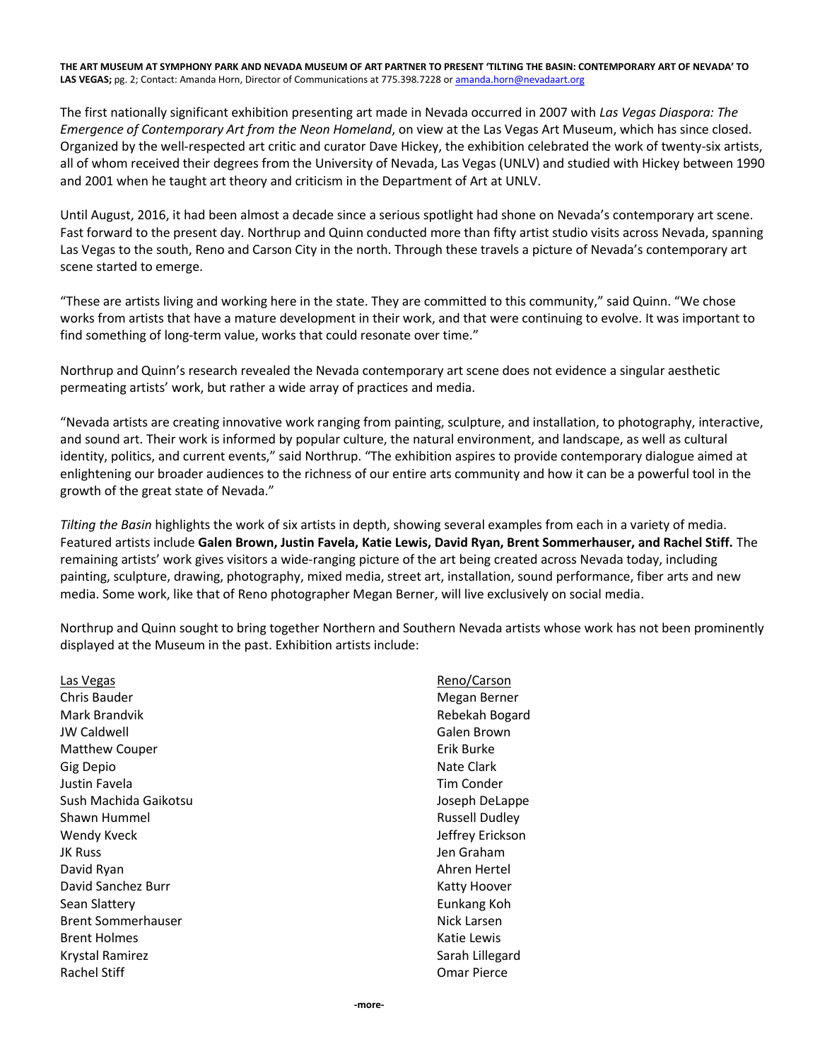The first nationally significant exhibition presenting art made in Nevada occurred in 2007 with *Las Vegas Diaspora: The Emergence of Contemporary Art from the Neon Homeland*, on view at the Las Vegas Art Museum, which has since closed. Organized by the well-respected art critic and curator Dave Hickey, the exhibition celebrated the work of twenty-six artists, all of whom received their degrees from the University of Nevada, Las Vegas (UNLV) and studied with Hickey between 1990 and 2001 when he taught art theory and criticism in the Department of Art at UNLV.

Until August, 2016, it had been almost a decade since a serious spotlight had shone on Nevada's contemporary art scene. Fast forward to the present day. Northrup and Quinn conducted more than fifty artist studio visits across Nevada, spanning Las Vegas to the south, Reno and Carson City in the north. Through these travels a picture of Nevada's contemporary art scene started to emerge.

"These are artists living and working here in the state. They are committed to this community," said Quinn. "We chose works from artists that have a mature development in their work, and that were continuing to evolve. It was important to find something of long-term value, works that could resonate over time."

Northrup and Quinn's research revealed the Nevada contemporary art scene does not evidence a singular aesthetic permeating artists' work, but rather a wide array of practices and media.

"Nevada artists are creating innovative work ranging from painting, sculpture, and installation, to photography, interactive, and sound art. Their work is informed by popular culture, the natural environment, and landscape, as well as cultural identity, politics, and current events," said Northrup. "The exhibition aspires to provide contemporary dialogue aimed at enlightening our broader audiences to the richness of our entire arts community and how it can be a powerful tool in the growth of the great state of Nevada."

*Tilting the Basin* highlights the work of six artists in depth, showing several examples from each in a variety of media. Featured artists include **Galen Brown, Justin Favela, Katie Lewis, David Ryan, Brent Sommerhauser, and Rachel Stiff.** The remaining artists' work gives visitors a wide-ranging picture of the art being created across Nevada today, including painting, sculpture, drawing, photography, mixed media, street art, installation, sound performance, fiber arts and new media. Some work, like that of Reno photographer Megan Berner, will live exclusively on social media.

Northrup and Quinn sought to bring together Northern and Southern Nevada artists whose work has not been prominently displayed at the Museum in the past. Exhibition artists include:

Las Vegas
Chris Bauder
Mark Brandvik
JW Caldwell
Matthew Couper
Gig Depio
Justin Favela
Sush Machida Gaikotsu
Shawn Hummel
Wendy Kveck
JK Russ
David Ryan
David Sanchez Burr
Sean Slattery
Brent Sommerhauser
Brent Holmes
Krystal Ramirez
Rachel Stiff

Reno/Carson
Megan Berner
Rebekah Bogard
Galen Brown
Erik Burke
Nate Clark
Tim Conder
Joseph DeLappe
Russell Dudley
Jeffrey Erickson
Jen Graham
Ahren Hertel
Katty Hoover
Eunkang Koh
Nick Larsen
Katie Lewis
Sarah Lillegard
Omar Pierce

-more-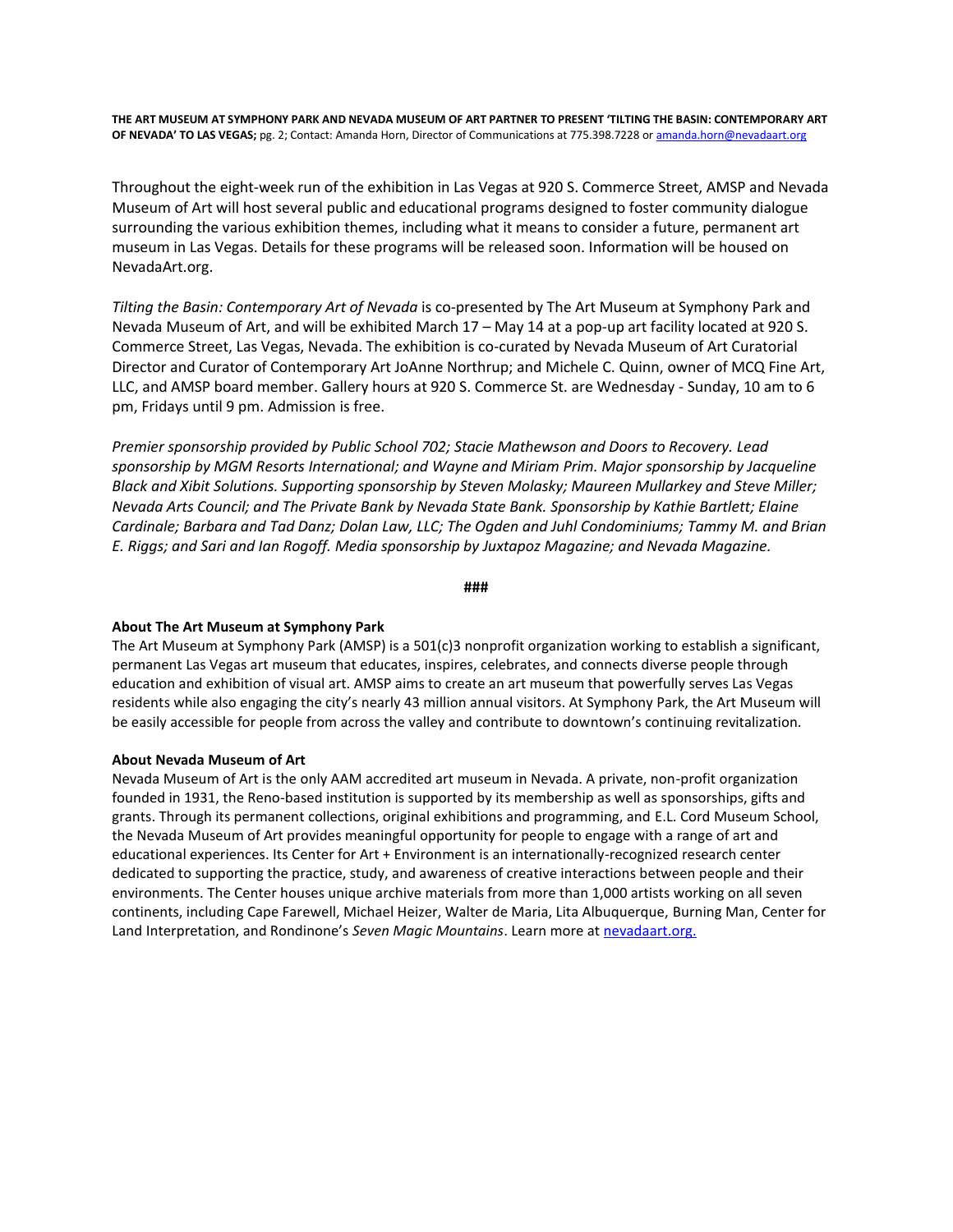Throughout the eight-week run of the exhibition in Las Vegas at 920 S. Commerce Street, AMSP and Nevada Museum of Art will host several public and educational programs designed to foster community dialogue surrounding the various exhibition themes, including what it means to consider a future, permanent art museum in Las Vegas. Details for these programs will be released soon. Information will be housed on NevadaArt.org.

*Tilting the Basin: Contemporary Art of Nevada* is co-presented by The Art Museum at Symphony Park and Nevada Museum of Art, and will be exhibited March 17 – May 14 at a pop-up art facility located at 920 S. Commerce Street, Las Vegas, Nevada. The exhibition is co-curated by Nevada Museum of Art Curatorial Director and Curator of Contemporary Art JoAnne Northrup; and Michele C. Quinn, owner of MCQ Fine Art, LLC, and AMSP board member. Gallery hours at 920 S. Commerce St. are Wednesday - Sunday, 10 am to 6 pm, Fridays until 9 pm. Admission is free.

*Premier sponsorship provided by Public School 702; Stacie Mathewson and Doors to Recovery. Lead sponsorship by MGM Resorts International; and Wayne and Miriam Prim. Major sponsorship by Jacqueline Black and Xibit Solutions. Supporting sponsorship by Steven Molasky; Maureen Mullarkey and Steve Miller; Nevada Arts Council; and The Private Bank by Nevada State Bank. Sponsorship by Kathie Bartlett; Elaine Cardinale; Barbara and Tad Danz; Dolan Law, LLC; The Ogden and Juhl Condominiums; Tammy M. and Brian E. Riggs; and Sari and Ian Rogoff. Media sponsorship by Juxtapoz Magazine; and Nevada Magazine.*

**###**

**About The Art Museum at Symphony Park**

The Art Museum at Symphony Park (AMSP) is a 501(c)3 nonprofit organization working to establish a significant, permanent Las Vegas art museum that educates, inspires, celebrates, and connects diverse people through education and exhibition of visual art. AMSP aims to create an art museum that powerfully serves Las Vegas residents while also engaging the city's nearly 43 million annual visitors. At Symphony Park, the Art Museum will be easily accessible for people from across the valley and contribute to downtown's continuing revitalization.

**About Nevada Museum of Art**

Nevada Museum of Art is the only AAM accredited art museum in Nevada. A private, non-profit organization founded in 1931, the Reno-based institution is supported by its membership as well as sponsorships, gifts and grants. Through its permanent collections, original exhibitions and programming, and E.L. Cord Museum School, the Nevada Museum of Art provides meaningful opportunity for people to engage with a range of art and educational experiences. Its Center for Art + Environment is an internationally-recognized research center dedicated to supporting the practice, study, and awareness of creative interactions between people and their environments. The Center houses unique archive materials from more than 1,000 artists working on all seven continents, including Cape Farewell, Michael Heizer, Walter de Maria, Lita Albuquerque, Burning Man, Center for Land Interpretation, and Rondinone's *Seven Magic Mountains*. Learn more at [nevadaart.org.](nevadaart.org)